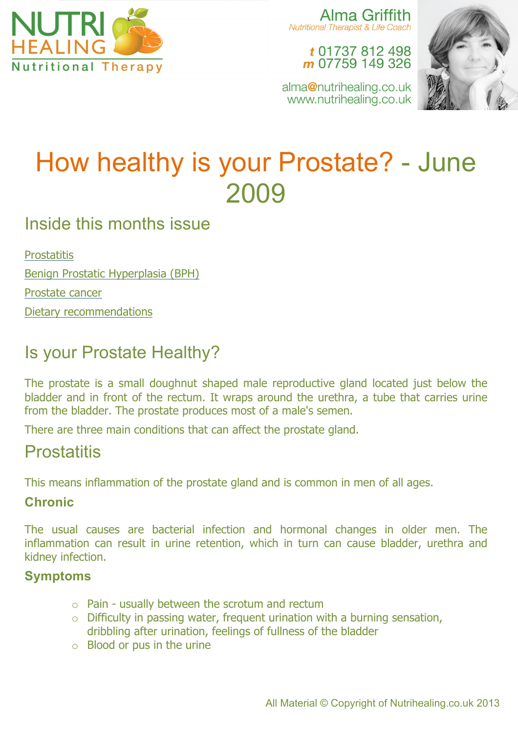NUTRI HEALING
Nutritional Therapy

Alma Griffith
*Nutritional Therapist & Life Coach*

*t* 01737 812 498
*m* 07759 149 326

alma@nutrihealing.co.uk
www.nutrihealing.co.uk

# How healthy is your Prostate? - June 2009

## Inside this months issue

[Prostatitis](#prostatitis)

[Benign Prostatic Hyperplasia (BPH)](#)

[Prostate cancer](#)

[Dietary recommendations](#)

## Is your Prostate Healthy?

The prostate is a small doughnut shaped male reproductive gland located just below the bladder and in front of the rectum. It wraps around the urethra, a tube that carries urine from the bladder. The prostate produces most of a male's semen.

There are three main conditions that can affect the prostate gland.

## Prostatitis

This means inflammation of the prostate gland and is common in men of all ages.

### Chronic

The usual causes are bacterial infection and hormonal changes in older men. The inflammation can result in urine retention, which in turn can cause bladder, urethra and kidney infection.

### Symptoms

- Pain - usually between the scrotum and rectum
- Difficulty in passing water, frequent urination with a burning sensation, dribbling after urination, feelings of fullness of the bladder
- Blood or pus in the urine

All Material © Copyright of Nutrihealing.co.uk 2013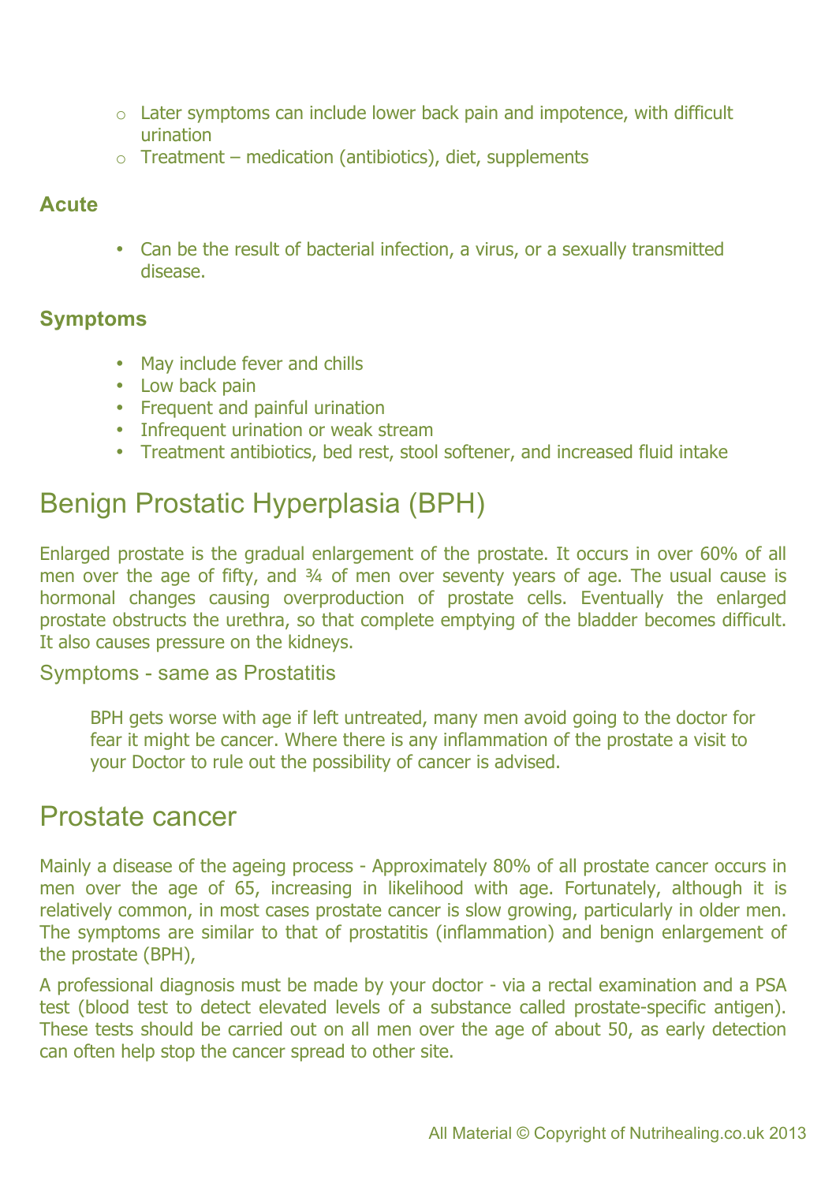- Later symptoms can include lower back pain and impotence, with difficult urination
- Treatment – medication (antibiotics), diet, supplements

### Acute

- Can be the result of bacterial infection, a virus, or a sexually transmitted disease.

### Symptoms

- May include fever and chills
- Low back pain
- Frequent and painful urination
- Infrequent urination or weak stream
- Treatment antibiotics, bed rest, stool softener, and increased fluid intake

## Benign Prostatic Hyperplasia (BPH)

Enlarged prostate is the gradual enlargement of the prostate. It occurs in over 60% of all men over the age of fifty, and ¾ of men over seventy years of age. The usual cause is hormonal changes causing overproduction of prostate cells. Eventually the enlarged prostate obstructs the urethra, so that complete emptying of the bladder becomes difficult. It also causes pressure on the kidneys.

### Symptoms - same as Prostatitis

BPH gets worse with age if left untreated, many men avoid going to the doctor for fear it might be cancer. Where there is any inflammation of the prostate a visit to your Doctor to rule out the possibility of cancer is advised.

## Prostate cancer

Mainly a disease of the ageing process - Approximately 80% of all prostate cancer occurs in men over the age of 65, increasing in likelihood with age. Fortunately, although it is relatively common, in most cases prostate cancer is slow growing, particularly in older men. The symptoms are similar to that of prostatitis (inflammation) and benign enlargement of the prostate (BPH),

A professional diagnosis must be made by your doctor - via a rectal examination and a PSA test (blood test to detect elevated levels of a substance called prostate-specific antigen). These tests should be carried out on all men over the age of about 50, as early detection can often help stop the cancer spread to other site.

All Material © Copyright of Nutrihealing.co.uk 2013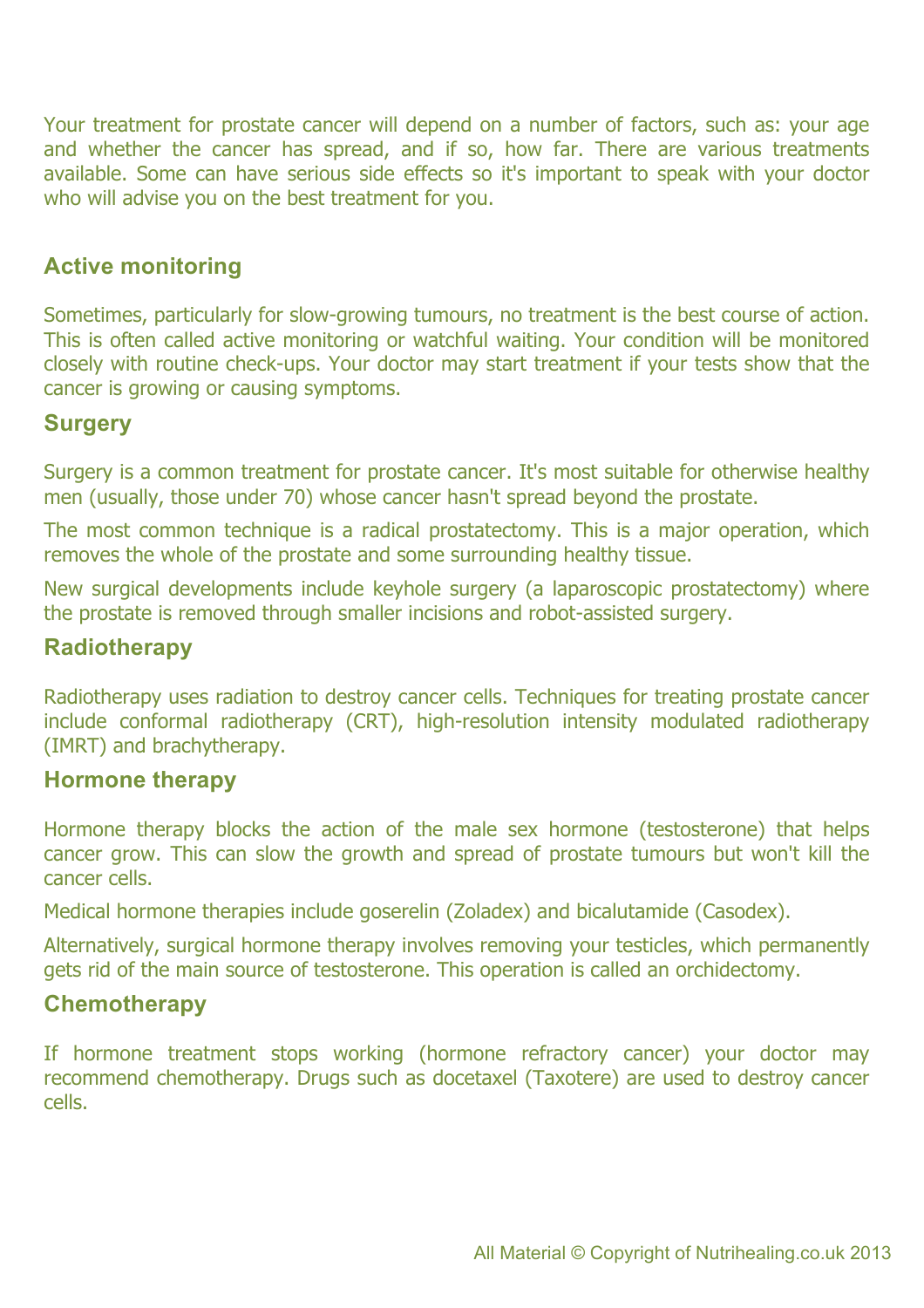Your treatment for prostate cancer will depend on a number of factors, such as: your age and whether the cancer has spread, and if so, how far. There are various treatments available. Some can have serious side effects so it's important to speak with your doctor who will advise you on the best treatment for you.

## Active monitoring

Sometimes, particularly for slow-growing tumours, no treatment is the best course of action. This is often called active monitoring or watchful waiting. Your condition will be monitored closely with routine check-ups. Your doctor may start treatment if your tests show that the cancer is growing or causing symptoms.

## Surgery

Surgery is a common treatment for prostate cancer. It's most suitable for otherwise healthy men (usually, those under 70) whose cancer hasn't spread beyond the prostate.

The most common technique is a radical prostatectomy. This is a major operation, which removes the whole of the prostate and some surrounding healthy tissue.

New surgical developments include keyhole surgery (a laparoscopic prostatectomy) where the prostate is removed through smaller incisions and robot-assisted surgery.

## Radiotherapy

Radiotherapy uses radiation to destroy cancer cells. Techniques for treating prostate cancer include conformal radiotherapy (CRT), high-resolution intensity modulated radiotherapy (IMRT) and brachytherapy.

## Hormone therapy

Hormone therapy blocks the action of the male sex hormone (testosterone) that helps cancer grow. This can slow the growth and spread of prostate tumours but won't kill the cancer cells.

Medical hormone therapies include goserelin (Zoladex) and bicalutamide (Casodex).

Alternatively, surgical hormone therapy involves removing your testicles, which permanently gets rid of the main source of testosterone. This operation is called an orchidectomy.

## Chemotherapy

If hormone treatment stops working (hormone refractory cancer) your doctor may recommend chemotherapy. Drugs such as docetaxel (Taxotere) are used to destroy cancer cells.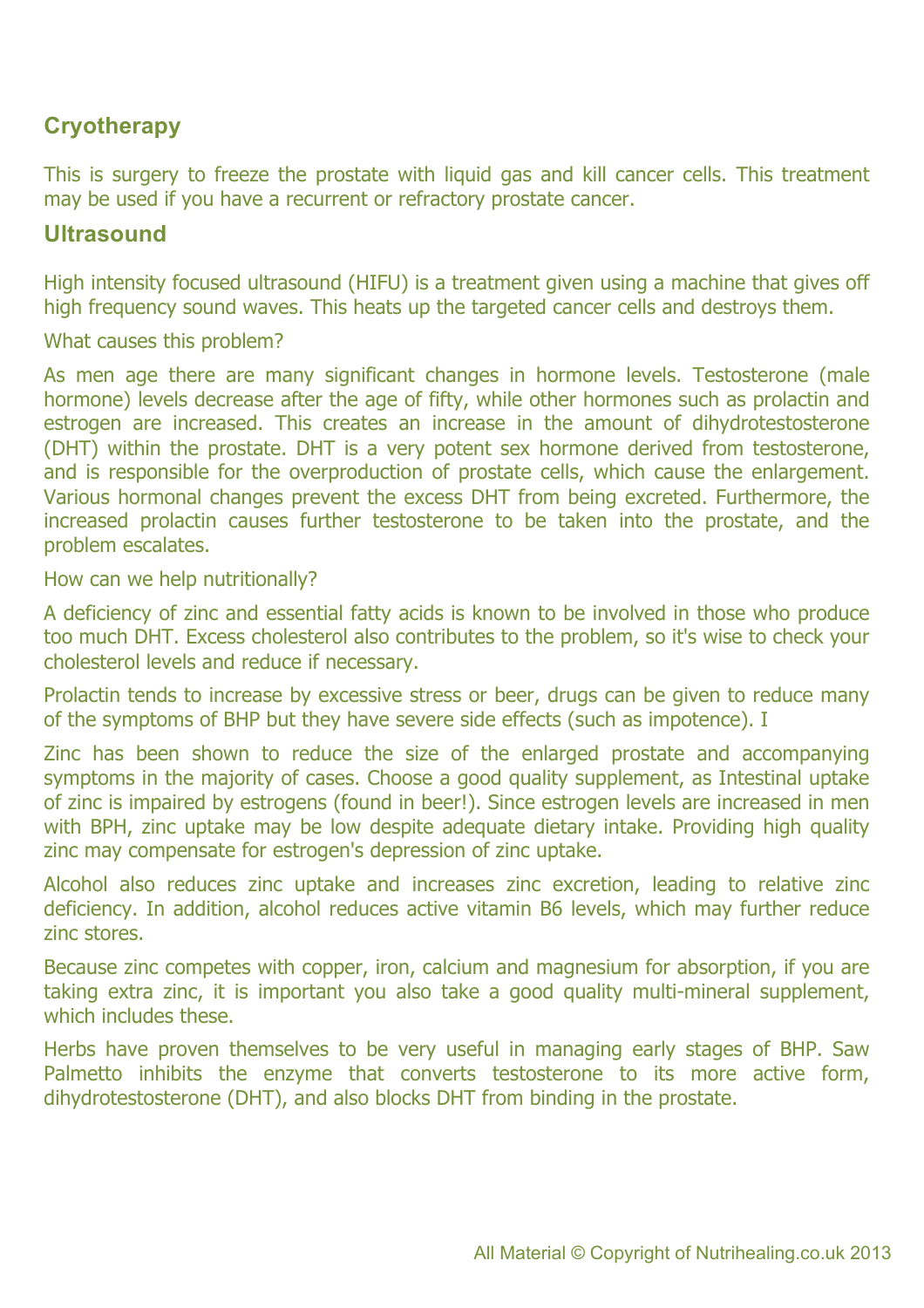## Cryotherapy

This is surgery to freeze the prostate with liquid gas and kill cancer cells. This treatment may be used if you have a recurrent or refractory prostate cancer.

## Ultrasound

High intensity focused ultrasound (HIFU) is a treatment given using a machine that gives off high frequency sound waves. This heats up the targeted cancer cells and destroys them.

What causes this problem?

As men age there are many significant changes in hormone levels. Testosterone (male hormone) levels decrease after the age of fifty, while other hormones such as prolactin and estrogen are increased. This creates an increase in the amount of dihydrotestosterone (DHT) within the prostate. DHT is a very potent sex hormone derived from testosterone, and is responsible for the overproduction of prostate cells, which cause the enlargement. Various hormonal changes prevent the excess DHT from being excreted. Furthermore, the increased prolactin causes further testosterone to be taken into the prostate, and the problem escalates.

How can we help nutritionally?

A deficiency of zinc and essential fatty acids is known to be involved in those who produce too much DHT. Excess cholesterol also contributes to the problem, so it's wise to check your cholesterol levels and reduce if necessary.

Prolactin tends to increase by excessive stress or beer, drugs can be given to reduce many of the symptoms of BHP but they have severe side effects (such as impotence). I

Zinc has been shown to reduce the size of the enlarged prostate and accompanying symptoms in the majority of cases. Choose a good quality supplement, as Intestinal uptake of zinc is impaired by estrogens (found in beer!). Since estrogen levels are increased in men with BPH, zinc uptake may be low despite adequate dietary intake. Providing high quality zinc may compensate for estrogen's depression of zinc uptake.

Alcohol also reduces zinc uptake and increases zinc excretion, leading to relative zinc deficiency. In addition, alcohol reduces active vitamin B6 levels, which may further reduce zinc stores.

Because zinc competes with copper, iron, calcium and magnesium for absorption, if you are taking extra zinc, it is important you also take a good quality multi-mineral supplement, which includes these.

Herbs have proven themselves to be very useful in managing early stages of BHP. Saw Palmetto inhibits the enzyme that converts testosterone to its more active form, dihydrotestosterone (DHT), and also blocks DHT from binding in the prostate.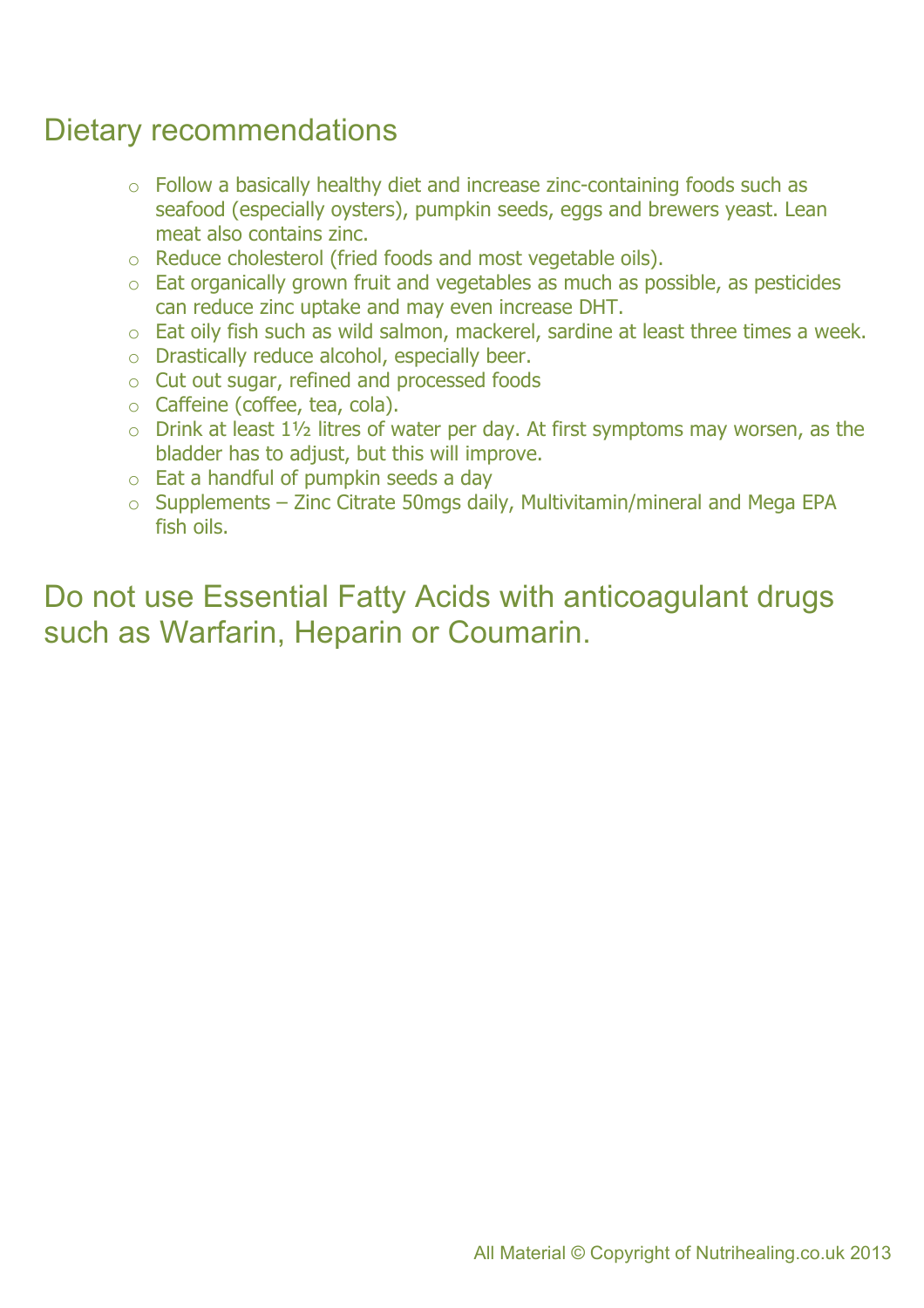## Dietary recommendations

- Follow a basically healthy diet and increase zinc-containing foods such as seafood (especially oysters), pumpkin seeds, eggs and brewers yeast. Lean meat also contains zinc.
- Reduce cholesterol (fried foods and most vegetable oils).
- Eat organically grown fruit and vegetables as much as possible, as pesticides can reduce zinc uptake and may even increase DHT.
- Eat oily fish such as wild salmon, mackerel, sardine at least three times a week.
- Drastically reduce alcohol, especially beer.
- Cut out sugar, refined and processed foods
- Caffeine (coffee, tea, cola).
- Drink at least 1½ litres of water per day. At first symptoms may worsen, as the bladder has to adjust, but this will improve.
- Eat a handful of pumpkin seeds a day
- Supplements – Zinc Citrate 50mgs daily, Multivitamin/mineral and Mega EPA fish oils.

## Do not use Essential Fatty Acids with anticoagulant drugs such as Warfarin, Heparin or Coumarin.

All Material © Copyright of Nutrihealing.co.uk 2013